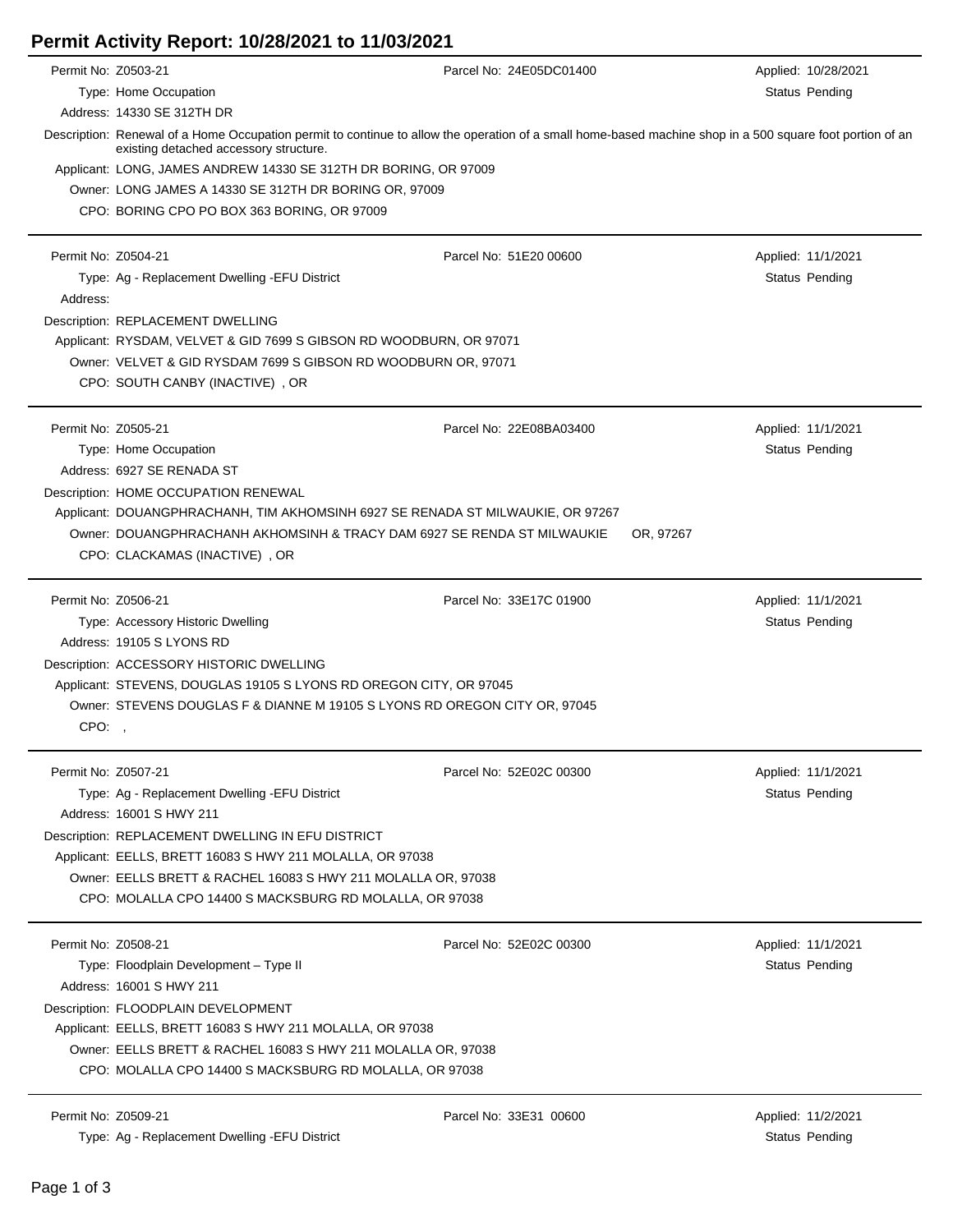# Permit Activity Report: 10/28/2021 to 11/03/2021

Permit No: Z0503-21
Parcel No: 24E05DC01400
Applied: 10/28/2021
Type: Home Occupation
Status Pending
Address: 14330 SE 312TH DR
Description: Renewal of a Home Occupation permit to continue to allow the operation of a small home-based machine shop in a 500 square foot portion of an existing detached accessory structure.
Applicant: LONG, JAMES ANDREW 14330 SE 312TH DR BORING, OR 97009
Owner: LONG JAMES A 14330 SE 312TH DR BORING OR, 97009
CPO: BORING CPO PO BOX 363 BORING, OR 97009

---

Permit No: Z0504-21
Parcel No: 51E20 00600
Applied: 11/1/2021
Type: Ag - Replacement Dwelling -EFU District
Status Pending
Address:
Description: REPLACEMENT DWELLING
Applicant: RYSDAM, VELVET & GID 7699 S GIBSON RD WOODBURN, OR 97071
Owner: VELVET & GID RYSDAM 7699 S GIBSON RD WOODBURN OR, 97071
CPO: SOUTH CANBY (INACTIVE) , OR

---

Permit No: Z0505-21
Parcel No: 22E08BA03400
Applied: 11/1/2021
Type: Home Occupation
Status Pending
Address: 6927 SE RENADA ST
Description: HOME OCCUPATION RENEWAL
Applicant: DOUANGPHRACHANH, TIM AKHOMSINH 6927 SE RENADA ST MILWAUKIE, OR 97267
Owner: DOUANGPHRACHANH AKHOMSINH & TRACY DAM 6927 SE RENDA ST MILWAUKIE OR, 97267
CPO: CLACKAMAS (INACTIVE) , OR

---

Permit No: Z0506-21
Parcel No: 33E17C 01900
Applied: 11/1/2021
Type: Accessory Historic Dwelling
Status Pending
Address: 19105 S LYONS RD
Description: ACCESSORY HISTORIC DWELLING
Applicant: STEVENS, DOUGLAS 19105 S LYONS RD OREGON CITY, OR 97045
Owner: STEVENS DOUGLAS F & DIANNE M 19105 S LYONS RD OREGON CITY OR, 97045
CPO: ,

---

Permit No: Z0507-21
Parcel No: 52E02C 00300
Applied: 11/1/2021
Type: Ag - Replacement Dwelling -EFU District
Status Pending
Address: 16001 S HWY 211
Description: REPLACEMENT DWELLING IN EFU DISTRICT
Applicant: EELLS, BRETT 16083 S HWY 211 MOLALLA, OR 97038
Owner: EELLS BRETT & RACHEL 16083 S HWY 211 MOLALLA OR, 97038
CPO: MOLALLA CPO 14400 S MACKSBURG RD MOLALLA, OR 97038

---

Permit No: Z0508-21
Parcel No: 52E02C 00300
Applied: 11/1/2021
Type: Floodplain Development – Type II
Status Pending
Address: 16001 S HWY 211
Description: FLOODPLAIN DEVELOPMENT
Applicant: EELLS, BRETT 16083 S HWY 211 MOLALLA, OR 97038
Owner: EELLS BRETT & RACHEL 16083 S HWY 211 MOLALLA OR, 97038
CPO: MOLALLA CPO 14400 S MACKSBURG RD MOLALLA, OR 97038

---

Permit No: Z0509-21
Parcel No: 33E31 00600
Applied: 11/2/2021
Type: Ag - Replacement Dwelling -EFU District
Status Pending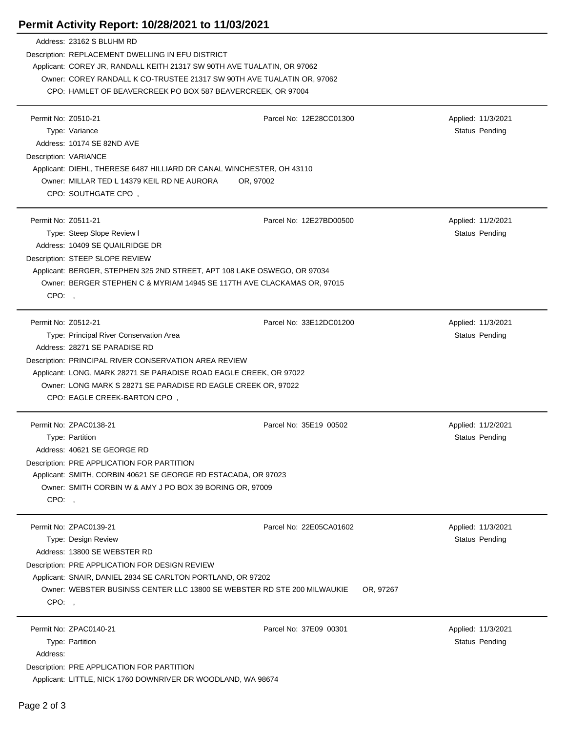# Permit Activity Report: 10/28/2021 to 11/03/2021

Address: 23162 S BLUHM RD
Description: REPLACEMENT DWELLING IN EFU DISTRICT
Applicant: COREY JR, RANDALL KEITH 21317 SW 90TH AVE TUALATIN, OR 97062
Owner: COREY RANDALL K CO-TRUSTEE 21317 SW 90TH AVE TUALATIN OR, 97062
CPO: HAMLET OF BEAVERCREEK PO BOX 587 BEAVERCREEK, OR 97004

---

Permit No: Z0510-21 | Parcel No: 12E28CC01300 | Applied: 11/3/2021
Type: Variance | Status Pending
Address: 10174 SE 82ND AVE
Description: VARIANCE
Applicant: DIEHL, THERESE 6487 HILLIARD DR CANAL WINCHESTER, OH 43110
Owner: MILLAR TED L 14379 KEIL RD NE AURORA OR, 97002
CPO: SOUTHGATE CPO ,

---

Permit No: Z0511-21 | Parcel No: 12E27BD00500 | Applied: 11/2/2021
Type: Steep Slope Review I | Status Pending
Address: 10409 SE QUAILRIDGE DR
Description: STEEP SLOPE REVIEW
Applicant: BERGER, STEPHEN 325 2ND STREET, APT 108 LAKE OSWEGO, OR 97034
Owner: BERGER STEPHEN C & MYRIAM 14945 SE 117TH AVE CLACKAMAS OR, 97015
CPO: ,

---

Permit No: Z0512-21 | Parcel No: 33E12DC01200 | Applied: 11/3/2021
Type: Principal River Conservation Area | Status Pending
Address: 28271 SE PARADISE RD
Description: PRINCIPAL RIVER CONSERVATION AREA REVIEW
Applicant: LONG, MARK 28271 SE PARADISE ROAD EAGLE CREEK, OR 97022
Owner: LONG MARK S 28271 SE PARADISE RD EAGLE CREEK OR, 97022
CPO: EAGLE CREEK-BARTON CPO ,

---

Permit No: ZPAC0138-21 | Parcel No: 35E19 00502 | Applied: 11/2/2021
Type: Partition | Status Pending
Address: 40621 SE GEORGE RD
Description: PRE APPLICATION FOR PARTITION
Applicant: SMITH, CORBIN 40621 SE GEORGE RD ESTACADA, OR 97023
Owner: SMITH CORBIN W & AMY J PO BOX 39 BORING OR, 97009
CPO: ,

---

Permit No: ZPAC0139-21 | Parcel No: 22E05CA01602 | Applied: 11/3/2021
Type: Design Review | Status Pending
Address: 13800 SE WEBSTER RD
Description: PRE APPLICATION FOR DESIGN REVIEW
Applicant: SNAIR, DANIEL 2834 SE CARLTON PORTLAND, OR 97202
Owner: WEBSTER BUSINSS CENTER LLC 13800 SE WEBSTER RD STE 200 MILWAUKIE OR, 97267
CPO: ,

---

Permit No: ZPAC0140-21 | Parcel No: 37E09 00301 | Applied: 11/3/2021
Type: Partition | Status Pending
Address:
Description: PRE APPLICATION FOR PARTITION
Applicant: LITTLE, NICK 1760 DOWNRIVER DR WOODLAND, WA 98674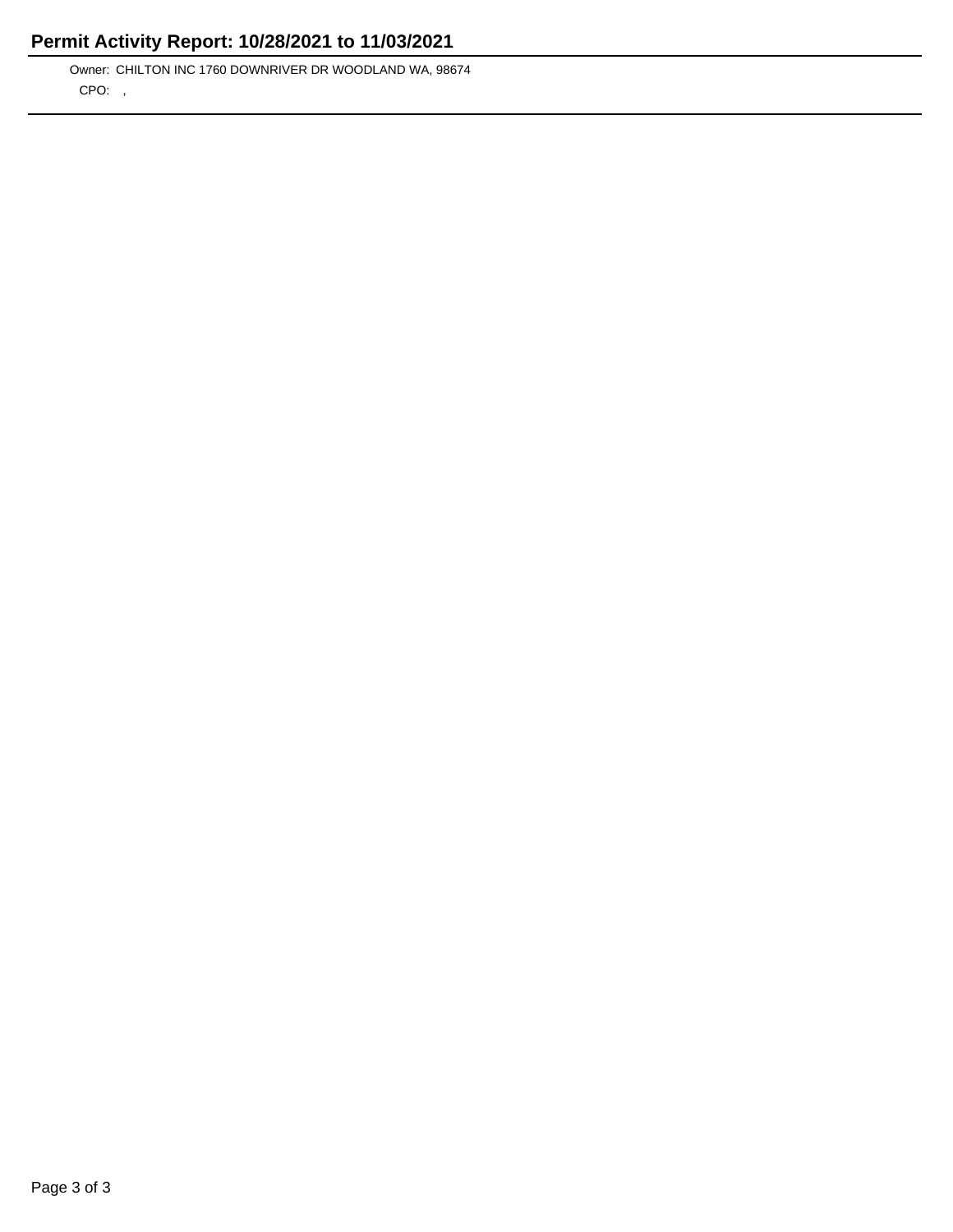# Permit Activity Report: 10/28/2021 to 11/03/2021

Owner: CHILTON INC 1760 DOWNRIVER DR WOODLAND WA, 98674

CPO: ,